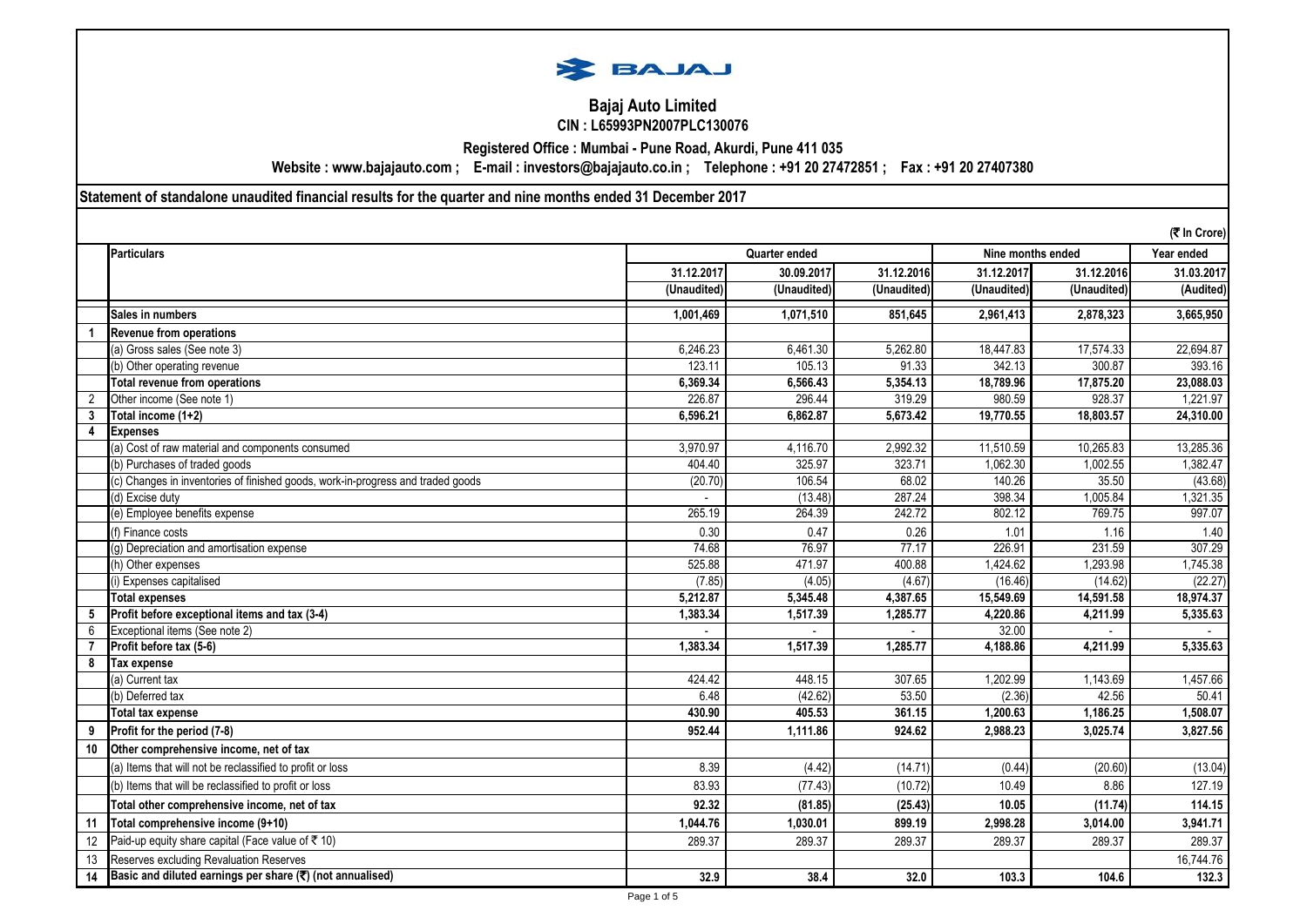**Bajaj Auto Limited**

**CIN : L65993PN2007PLC130076**

**Registered Office : Mumbai - Pune Road, Akurdi, Pune 411 035**

**Website : www.bajajauto.com ; E-mail : investors@bajajauto.co.in ; Telephone : +91 20 27472851 ; Fax : +91 20 27407380**

**Statement of standalone unaudited financial results for the quarter and nine months ended 31 December 2017**

(₹ In Crore)

| | Particulars | Quarter ended | | | Nine months ended | | Year ended |
|---|---|---|---|---|---|---|---|
| | | 31.12.2017 | 30.09.2017 | 31.12.2016 | 31.12.2017 | 31.12.2016 | 31.03.2017 |
| | | (Unaudited) | (Unaudited) | (Unaudited) | (Unaudited) | (Unaudited) | (Audited) |
| | **Sales in numbers** | **1,001,469** | **1,071,510** | **851,645** | **2,961,413** | **2,878,323** | **3,665,950** |
| 1 | **Revenue from operations** | | | | | | |
| | (a) Gross sales (See note 3) | 6,246.23 | 6,461.30 | 5,262.80 | 18,447.83 | 17,574.33 | 22,694.87 |
| | (b) Other operating revenue | 123.11 | 105.13 | 91.33 | 342.13 | 300.87 | 393.16 |
| | **Total revenue from operations** | **6,369.34** | **6,566.43** | **5,354.13** | **18,789.96** | **17,875.20** | **23,088.03** |
| 2 | Other income (See note 1) | 226.87 | 296.44 | 319.29 | 980.59 | 928.37 | 1,221.97 |
| 3 | **Total income (1+2)** | **6,596.21** | **6,862.87** | **5,673.42** | **19,770.55** | **18,803.57** | **24,310.00** |
| 4 | **Expenses** | | | | | | |
| | (a) Cost of raw material and components consumed | 3,970.97 | 4,116.70 | 2,992.32 | 11,510.59 | 10,265.83 | 13,285.36 |
| | (b) Purchases of traded goods | 404.40 | 325.97 | 323.71 | 1,062.30 | 1,002.55 | 1,382.47 |
| | (c) Changes in inventories of finished goods, work-in-progress and traded goods | (20.70) | 106.54 | 68.02 | 140.26 | 35.50 | (43.68) |
| | (d) Excise duty | - | (13.48) | 287.24 | 398.34 | 1,005.84 | 1,321.35 |
| | (e) Employee benefits expense | 265.19 | 264.39 | 242.72 | 802.12 | 769.75 | 997.07 |
| | (f) Finance costs | 0.30 | 0.47 | 0.26 | 1.01 | 1.16 | 1.40 |
| | (g) Depreciation and amortisation expense | 74.68 | 76.97 | 77.17 | 226.91 | 231.59 | 307.29 |
| | (h) Other expenses | 525.88 | 471.97 | 400.88 | 1,424.62 | 1,293.98 | 1,745.38 |
| | (i) Expenses capitalised | (7.85) | (4.05) | (4.67) | (16.46) | (14.62) | (22.27) |
| | **Total expenses** | **5,212.87** | **5,345.48** | **4,387.65** | **15,549.69** | **14,591.58** | **18,974.37** |
| 5 | **Profit before exceptional items and tax (3-4)** | **1,383.34** | **1,517.39** | **1,285.77** | **4,220.86** | **4,211.99** | **5,335.63** |
| 6 | Exceptional items (See note 2) | - | - | - | 32.00 | - | - |
| 7 | **Profit before tax (5-6)** | **1,383.34** | **1,517.39** | **1,285.77** | **4,188.86** | **4,211.99** | **5,335.63** |
| 8 | **Tax expense** | | | | | | |
| | (a) Current tax | 424.42 | 448.15 | 307.65 | 1,202.99 | 1,143.69 | 1,457.66 |
| | (b) Deferred tax | 6.48 | (42.62) | 53.50 | (2.36) | 42.56 | 50.41 |
| | **Total tax expense** | **430.90** | **405.53** | **361.15** | **1,200.63** | **1,186.25** | **1,508.07** |
| 9 | **Profit for the period (7-8)** | **952.44** | **1,111.86** | **924.62** | **2,988.23** | **3,025.74** | **3,827.56** |
| 10 | **Other comprehensive income, net of tax** | | | | | | |
| | (a) Items that will not be reclassified to profit or loss | 8.39 | (4.42) | (14.71) | (0.44) | (20.60) | (13.04) |
| | (b) Items that will be reclassified to profit or loss | 83.93 | (77.43) | (10.72) | 10.49 | 8.86 | 127.19 |
| | **Total other comprehensive income, net of tax** | **92.32** | **(81.85)** | **(25.43)** | **10.05** | **(11.74)** | **114.15** |
| 11 | **Total comprehensive income (9+10)** | **1,044.76** | **1,030.01** | **899.19** | **2,998.28** | **3,014.00** | **3,941.71** |
| 12 | Paid-up equity share capital (Face value of ₹ 10) | 289.37 | 289.37 | 289.37 | 289.37 | 289.37 | 289.37 |
| 13 | Reserves excluding Revaluation Reserves | | | | | | 16,744.76 |
| 14 | **Basic and diluted earnings per share (₹) (not annualised)** | **32.9** | **38.4** | **32.0** | **103.3** | **104.6** | **132.3** |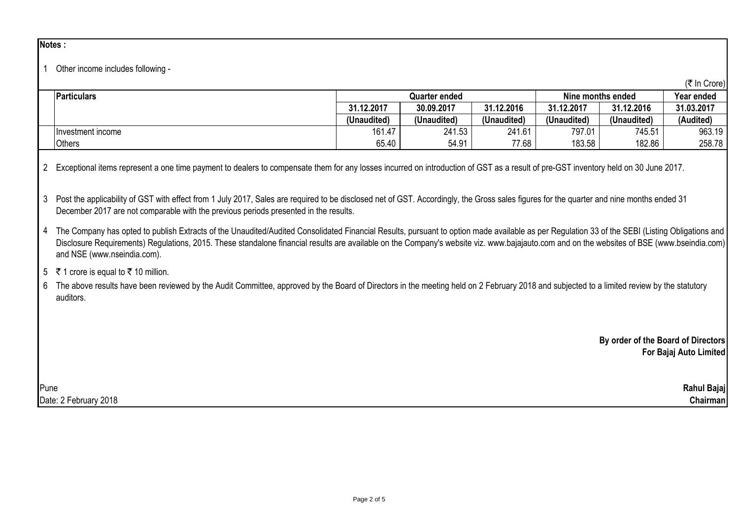**Notes :**

1 Other income includes following -

(₹ In Crore)

| Particulars | Quarter ended | | | Nine months ended | | Year ended |
|---|---|---|---|---|---|---|
| | 31.12.2017 | 30.09.2017 | 31.12.2016 | 31.12.2017 | 31.12.2016 | 31.03.2017 |
| | (Unaudited) | (Unaudited) | (Unaudited) | (Unaudited) | (Unaudited) | (Audited) |
| Investment income | 161.47 | 241.53 | 241.61 | 797.01 | 745.51 | 963.19 |
| Others | 65.40 | 54.91 | 77.68 | 183.58 | 182.86 | 258.78 |

2 Exceptional items represent a one time payment to dealers to compensate them for any losses incurred on introduction of GST as a result of pre-GST inventory held on 30 June 2017.

3 Post the applicability of GST with effect from 1 July 2017, Sales are required to be disclosed net of GST. Accordingly, the Gross sales figures for the quarter and nine months ended 31 December 2017 are not comparable with the previous periods presented in the results.

4 The Company has opted to publish Extracts of the Unaudited/Audited Consolidated Financial Results, pursuant to option made available as per Regulation 33 of the SEBI (Listing Obligations and Disclosure Requirements) Regulations, 2015. These standalone financial results are available on the Company's website viz. www.bajajauto.com and on the websites of BSE (www.bseindia.com) and NSE (www.nseindia.com).

5 ₹ 1 crore is equal to ₹ 10 million.

6 The above results have been reviewed by the Audit Committee, approved by the Board of Directors in the meeting held on 2 February 2018 and subjected to a limited review by the statutory auditors.

**By order of the Board of Directors**
**For Bajaj Auto Limited**

Pune
Date: 2 February 2018

**Rahul Bajaj**
**Chairman**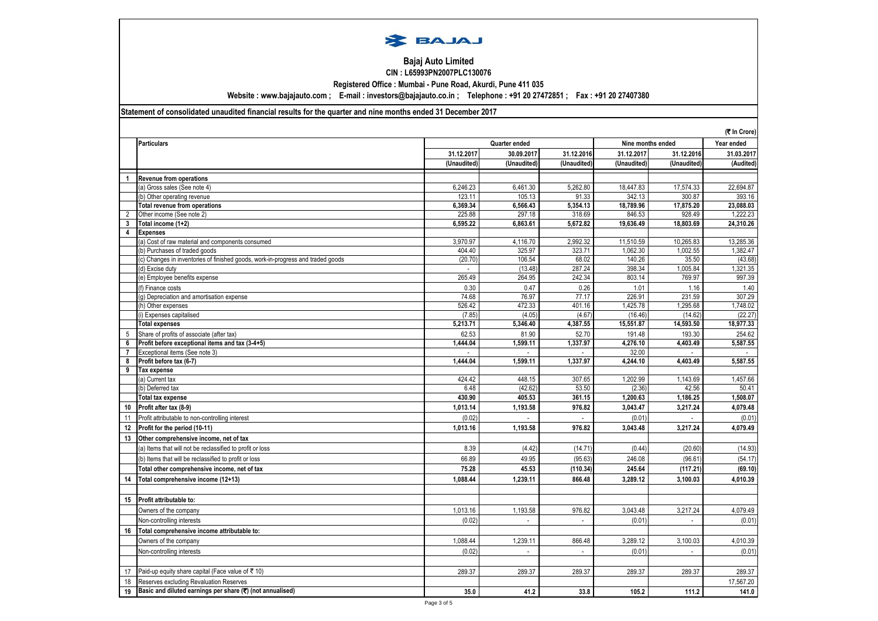BAJAJ

# Bajaj Auto Limited

**CIN : L65993PN2007PLC130076**

**Registered Office : Mumbai - Pune Road, Akurdi, Pune 411 035**

**Website : www.bajajauto.com ; E-mail : investors@bajajauto.co.in ; Telephone : +91 20 27472851 ; Fax : +91 20 27407380**

**Statement of consolidated unaudited financial results for the quarter and nine months ended 31 December 2017**

(₹ In Crore)

| | Particulars | Quarter ended | | | Nine months ended | | Year ended |
|---|---|---|---|---|---|---|---|
| | | 31.12.2017 | 30.09.2017 | 31.12.2016 | 31.12.2017 | 31.12.2016 | 31.03.2017 |
| | | (Unaudited) | (Unaudited) | (Unaudited) | (Unaudited) | (Unaudited) | (Audited) |
| 1 | **Revenue from operations** | | | | | | |
| | (a) Gross sales (See note 4) | 6,246.23 | 6,461.30 | 5,262.80 | 18,447.83 | 17,574.33 | 22,694.87 |
| | (b) Other operating revenue | 123.11 | 105.13 | 91.33 | 342.13 | 300.87 | 393.16 |
| | **Total revenue from operations** | **6,369.34** | **6,566.43** | **5,354.13** | **18,789.96** | **17,875.20** | **23,088.03** |
| 2 | Other income (See note 2) | 225.88 | 297.18 | 318.69 | 846.53 | 928.49 | 1,222.23 |
| 3 | **Total income (1+2)** | **6,595.22** | **6,863.61** | **5,672.82** | **19,636.49** | **18,803.69** | **24,310.26** |
| 4 | **Expenses** | | | | | | |
| | (a) Cost of raw material and components consumed | 3,970.97 | 4,116.70 | 2,992.32 | 11,510.59 | 10,265.83 | 13,285.36 |
| | (b) Purchases of traded goods | 404.40 | 325.97 | 323.71 | 1,062.30 | 1,002.55 | 1,382.47 |
| | (c) Changes in inventories of finished goods, work-in-progress and traded goods | (20.70) | 106.54 | 68.02 | 140.26 | 35.50 | (43.68) |
| | (d) Excise duty | - | (13.48) | 287.24 | 398.34 | 1,005.84 | 1,321.35 |
| | (e) Employee benefits expense | 265.49 | 264.95 | 242.34 | 803.14 | 769.97 | 997.39 |
| | (f) Finance costs | 0.30 | 0.47 | 0.26 | 1.01 | 1.16 | 1.40 |
| | (g) Depreciation and amortisation expense | 74.68 | 76.97 | 77.17 | 226.91 | 231.59 | 307.29 |
| | (h) Other expenses | 526.42 | 472.33 | 401.16 | 1,425.78 | 1,295.68 | 1,748.02 |
| | (i) Expenses capitalised | (7.85) | (4.05) | (4.67) | (16.46) | (14.62) | (22.27) |
| | **Total expenses** | **5,213.71** | **5,346.40** | **4,387.55** | **15,551.87** | **14,593.50** | **18,977.33** |
| 5 | Share of profits of associate (after tax) | 62.53 | 81.90 | 52.70 | 191.48 | 193.30 | 254.62 |
| 6 | **Profit before exceptional items and tax (3-4+5)** | **1,444.04** | **1,599.11** | **1,337.97** | **4,276.10** | **4,403.49** | **5,587.55** |
| 7 | Exceptional items (See note 3) | - | - | - | 32.00 | - | - |
| 8 | **Profit before tax (6-7)** | **1,444.04** | **1,599.11** | **1,337.97** | **4,244.10** | **4,403.49** | **5,587.55** |
| 9 | **Tax expense** | | | | | | |
| | (a) Current tax | 424.42 | 448.15 | 307.65 | 1,202.99 | 1,143.69 | 1,457.66 |
| | (b) Deferred tax | 6.48 | (42.62) | 53.50 | (2.36) | 42.56 | 50.41 |
| | **Total tax expense** | **430.90** | **405.53** | **361.15** | **1,200.63** | **1,186.25** | **1,508.07** |
| 10 | **Profit after tax (8-9)** | **1,013.14** | **1,193.58** | **976.82** | **3,043.47** | **3,217.24** | **4,079.48** |
| 11 | Profit attributable to non-controlling interest | (0.02) | - | - | (0.01) | - | (0.01) |
| 12 | **Profit for the period (10-11)** | **1,013.16** | **1,193.58** | **976.82** | **3,043.48** | **3,217.24** | **4,079.49** |
| 13 | **Other comprehensive income, net of tax** | | | | | | |
| | (a) Items that will not be reclassified to profit or loss | 8.39 | (4.42) | (14.71) | (0.44) | (20.60) | (14.93) |
| | (b) Items that will be reclassified to profit or loss | 66.89 | 49.95 | (95.63) | 246.08 | (96.61) | (54.17) |
| | **Total other comprehensive income, net of tax** | **75.28** | **45.53** | **(110.34)** | **245.64** | **(117.21)** | **(69.10)** |
| 14 | **Total comprehensive income (12+13)** | **1,088.44** | **1,239.11** | **866.48** | **3,289.12** | **3,100.03** | **4,010.39** |
| 15 | **Profit attributable to:** | | | | | | |
| | Owners of the company | 1,013.16 | 1,193.58 | 976.82 | 3,043.48 | 3,217.24 | 4,079.49 |
| | Non-controlling interests | (0.02) | - | - | (0.01) | - | (0.01) |
| 16 | **Total comprehensive income attributable to:** | | | | | | |
| | Owners of the company | 1,088.44 | 1,239.11 | 866.48 | 3,289.12 | 3,100.03 | 4,010.39 |
| | Non-controlling interests | (0.02) | - | - | (0.01) | - | (0.01) |
| 17 | Paid-up equity share capital (Face value of ₹ 10) | 289.37 | 289.37 | 289.37 | 289.37 | 289.37 | 289.37 |
| 18 | Reserves excluding Revaluation Reserves | | | | | | 17,567.20 |
| 19 | **Basic and diluted earnings per share (₹) (not annualised)** | **35.0** | **41.2** | **33.8** | **105.2** | **111.2** | **141.0** |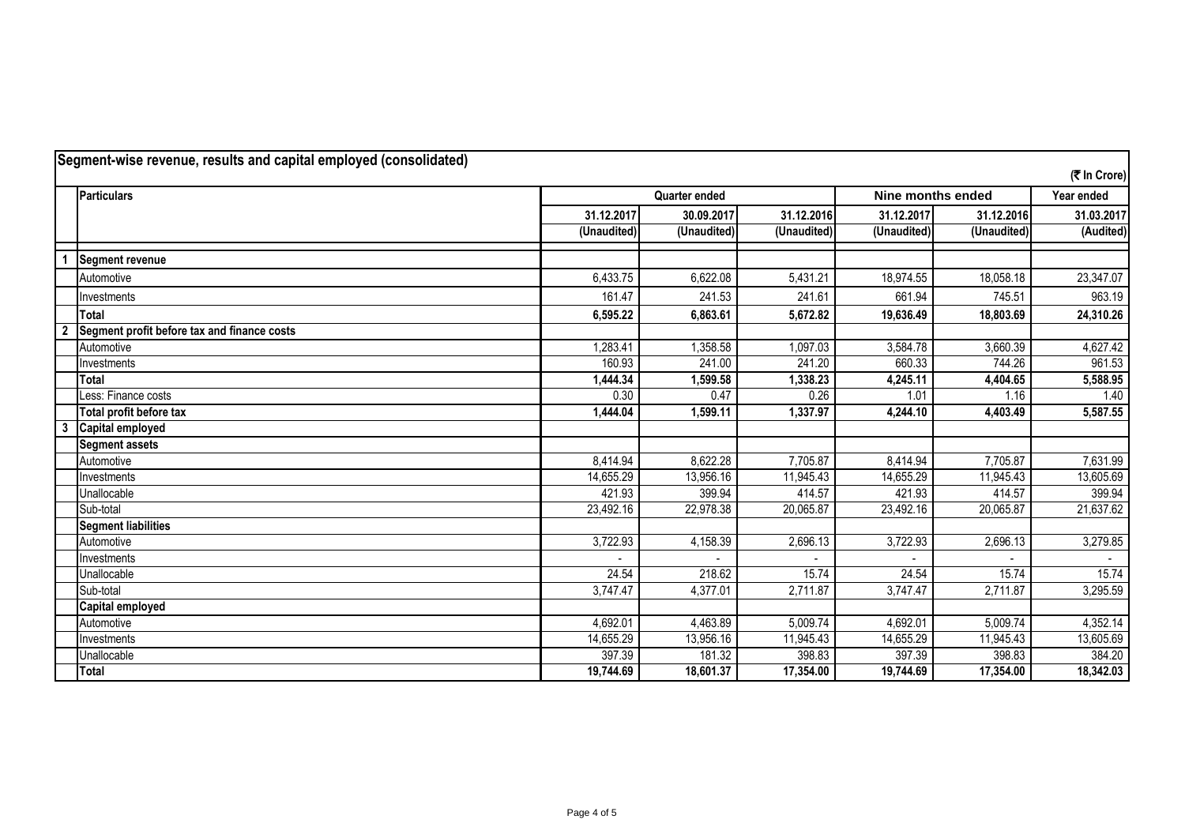## Segment-wise revenue, results and capital employed (consolidated)

(₹ In Crore)

| | Particulars | Quarter ended | | | Nine months ended | | Year ended |
|---|---|---|---|---|---|---|---|
| | | 31.12.2017 | 30.09.2017 | 31.12.2016 | 31.12.2017 | 31.12.2016 | 31.03.2017 |
| | | (Unaudited) | (Unaudited) | (Unaudited) | (Unaudited) | (Unaudited) | (Audited) |
| 1 | **Segment revenue** | | | | | | |
| | Automotive | 6,433.75 | 6,622.08 | 5,431.21 | 18,974.55 | 18,058.18 | 23,347.07 |
| | Investments | 161.47 | 241.53 | 241.61 | 661.94 | 745.51 | 963.19 |
| | **Total** | **6,595.22** | **6,863.61** | **5,672.82** | **19,636.49** | **18,803.69** | **24,310.26** |
| 2 | **Segment profit before tax and finance costs** | | | | | | |
| | Automotive | 1,283.41 | 1,358.58 | 1,097.03 | 3,584.78 | 3,660.39 | 4,627.42 |
| | Investments | 160.93 | 241.00 | 241.20 | 660.33 | 744.26 | 961.53 |
| | **Total** | **1,444.34** | **1,599.58** | **1,338.23** | **4,245.11** | **4,404.65** | **5,588.95** |
| | Less: Finance costs | 0.30 | 0.47 | 0.26 | 1.01 | 1.16 | 1.40 |
| | **Total profit before tax** | **1,444.04** | **1,599.11** | **1,337.97** | **4,244.10** | **4,403.49** | **5,587.55** |
| 3 | **Capital employed** | | | | | | |
| | **Segment assets** | | | | | | |
| | Automotive | 8,414.94 | 8,622.28 | 7,705.87 | 8,414.94 | 7,705.87 | 7,631.99 |
| | Investments | 14,655.29 | 13,956.16 | 11,945.43 | 14,655.29 | 11,945.43 | 13,605.69 |
| | Unallocable | 421.93 | 399.94 | 414.57 | 421.93 | 414.57 | 399.94 |
| | Sub-total | 23,492.16 | 22,978.38 | 20,065.87 | 23,492.16 | 20,065.87 | 21,637.62 |
| | **Segment liabilities** | | | | | | |
| | Automotive | 3,722.93 | 4,158.39 | 2,696.13 | 3,722.93 | 2,696.13 | 3,279.85 |
| | Investments | - | - | - | - | - | - |
| | Unallocable | 24.54 | 218.62 | 15.74 | 24.54 | 15.74 | 15.74 |
| | Sub-total | 3,747.47 | 4,377.01 | 2,711.87 | 3,747.47 | 2,711.87 | 3,295.59 |
| | **Capital employed** | | | | | | |
| | Automotive | 4,692.01 | 4,463.89 | 5,009.74 | 4,692.01 | 5,009.74 | 4,352.14 |
| | Investments | 14,655.29 | 13,956.16 | 11,945.43 | 14,655.29 | 11,945.43 | 13,605.69 |
| | Unallocable | 397.39 | 181.32 | 398.83 | 397.39 | 398.83 | 384.20 |
| | **Total** | **19,744.69** | **18,601.37** | **17,354.00** | **19,744.69** | **17,354.00** | **18,342.03** |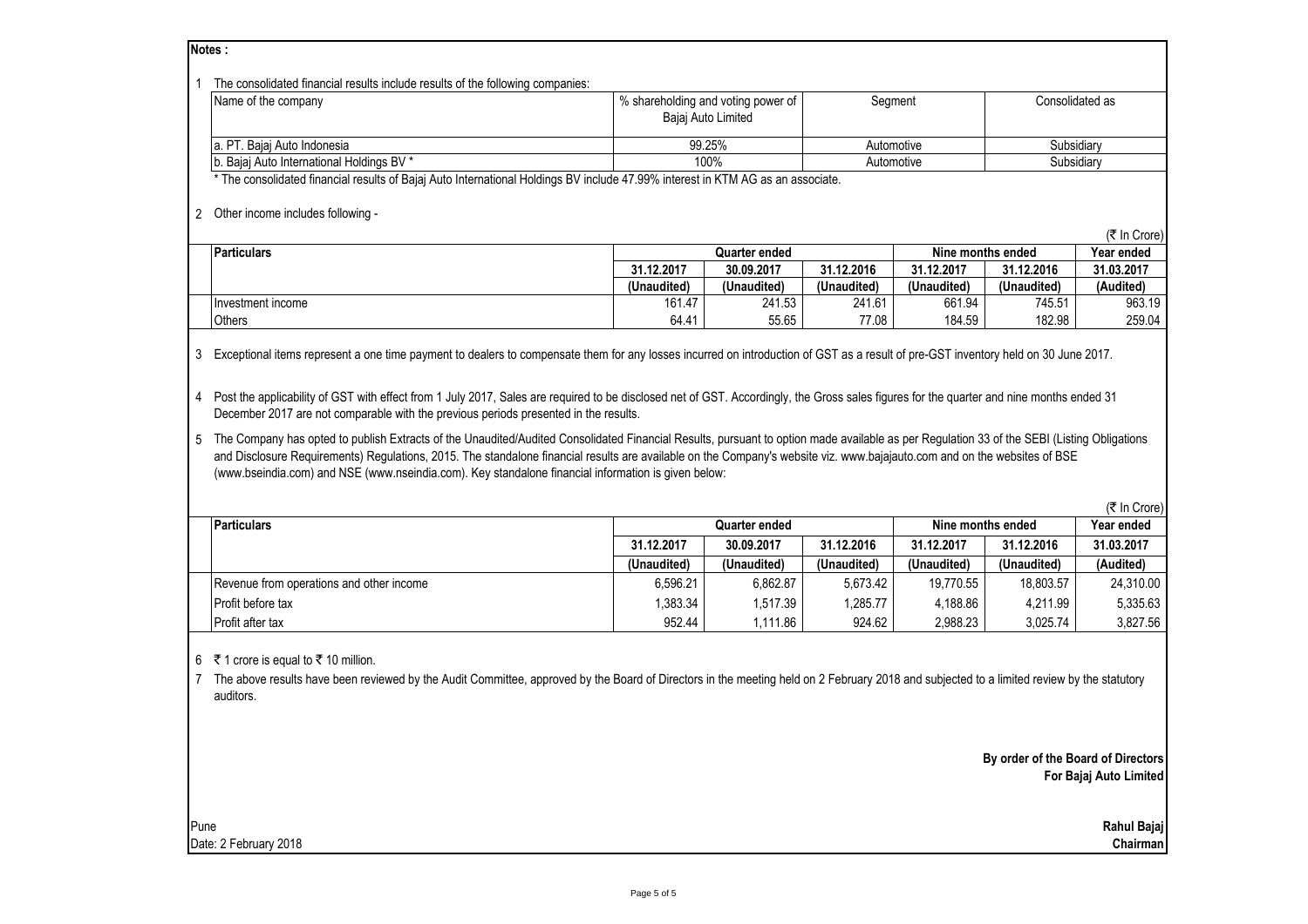**Notes :**

1 The consolidated financial results include results of the following companies:

| Name of the company | % shareholding and voting power of Bajaj Auto Limited | Segment | Consolidated as |
|---|---|---|---|
| a. PT. Bajaj Auto Indonesia | 99.25% | Automotive | Subsidiary |
| b. Bajaj Auto International Holdings BV * | 100% | Automotive | Subsidiary |

\* The consolidated financial results of Bajaj Auto International Holdings BV include 47.99% interest in KTM AG as an associate.

2 Other income includes following -

(₹ In Crore)

| Particulars | Quarter ended | | | Nine months ended | | Year ended |
|---|---|---|---|---|---|---|
| | 31.12.2017 | 30.09.2017 | 31.12.2016 | 31.12.2017 | 31.12.2016 | 31.03.2017 |
| | (Unaudited) | (Unaudited) | (Unaudited) | (Unaudited) | (Unaudited) | (Audited) |
| Investment income | 161.47 | 241.53 | 241.61 | 661.94 | 745.51 | 963.19 |
| Others | 64.41 | 55.65 | 77.08 | 184.59 | 182.98 | 259.04 |

3 Exceptional items represent a one time payment to dealers to compensate them for any losses incurred on introduction of GST as a result of pre-GST inventory held on 30 June 2017.

4 Post the applicability of GST with effect from 1 July 2017, Sales are required to be disclosed net of GST. Accordingly, the Gross sales figures for the quarter and nine months ended 31 December 2017 are not comparable with the previous periods presented in the results.

5 The Company has opted to publish Extracts of the Unaudited/Audited Consolidated Financial Results, pursuant to option made available as per Regulation 33 of the SEBI (Listing Obligations and Disclosure Requirements) Regulations, 2015. The standalone financial results are available on the Company's website viz. www.bajajauto.com and on the websites of BSE (www.bseindia.com) and NSE (www.nseindia.com). Key standalone financial information is given below:

(₹ In Crore)

| Particulars | Quarter ended | | | Nine months ended | | Year ended |
|---|---|---|---|---|---|---|
| | 31.12.2017 | 30.09.2017 | 31.12.2016 | 31.12.2017 | 31.12.2016 | 31.03.2017 |
| | (Unaudited) | (Unaudited) | (Unaudited) | (Unaudited) | (Unaudited) | (Audited) |
| Revenue from operations and other income | 6,596.21 | 6,862.87 | 5,673.42 | 19,770.55 | 18,803.57 | 24,310.00 |
| Profit before tax | 1,383.34 | 1,517.39 | 1,285.77 | 4,188.86 | 4,211.99 | 5,335.63 |
| Profit after tax | 952.44 | 1,111.86 | 924.62 | 2,988.23 | 3,025.74 | 3,827.56 |

6 ₹ 1 crore is equal to ₹ 10 million.

7 The above results have been reviewed by the Audit Committee, approved by the Board of Directors in the meeting held on 2 February 2018 and subjected to a limited review by the statutory auditors.

**By order of the Board of Directors**
**For Bajaj Auto Limited**

Pune
Date: 2 February 2018

**Rahul Bajaj**
**Chairman**